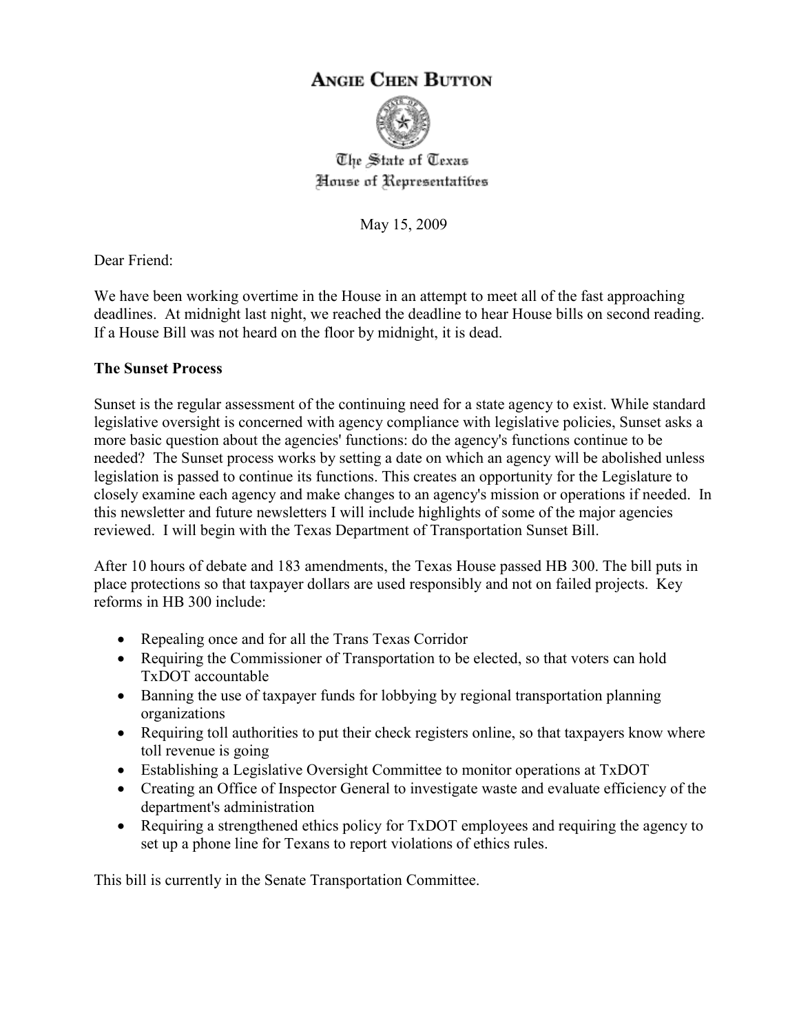# ANGIE CHEN BUTTON

The State of Texas
House of Representatives

May 15, 2009

Dear Friend:

We have been working overtime in the House in an attempt to meet all of the fast approaching deadlines. At midnight last night, we reached the deadline to hear House bills on second reading. If a House Bill was not heard on the floor by midnight, it is dead.

**The Sunset Process**

Sunset is the regular assessment of the continuing need for a state agency to exist. While standard legislative oversight is concerned with agency compliance with legislative policies, Sunset asks a more basic question about the agencies' functions: do the agency's functions continue to be needed? The Sunset process works by setting a date on which an agency will be abolished unless legislation is passed to continue its functions. This creates an opportunity for the Legislature to closely examine each agency and make changes to an agency's mission or operations if needed. In this newsletter and future newsletters I will include highlights of some of the major agencies reviewed. I will begin with the Texas Department of Transportation Sunset Bill.

After 10 hours of debate and 183 amendments, the Texas House passed HB 300. The bill puts in place protections so that taxpayer dollars are used responsibly and not on failed projects. Key reforms in HB 300 include:

- Repealing once and for all the Trans Texas Corridor
- Requiring the Commissioner of Transportation to be elected, so that voters can hold TxDOT accountable
- Banning the use of taxpayer funds for lobbying by regional transportation planning organizations
- Requiring toll authorities to put their check registers online, so that taxpayers know where toll revenue is going
- Establishing a Legislative Oversight Committee to monitor operations at TxDOT
- Creating an Office of Inspector General to investigate waste and evaluate efficiency of the department's administration
- Requiring a strengthened ethics policy for TxDOT employees and requiring the agency to set up a phone line for Texans to report violations of ethics rules.

This bill is currently in the Senate Transportation Committee.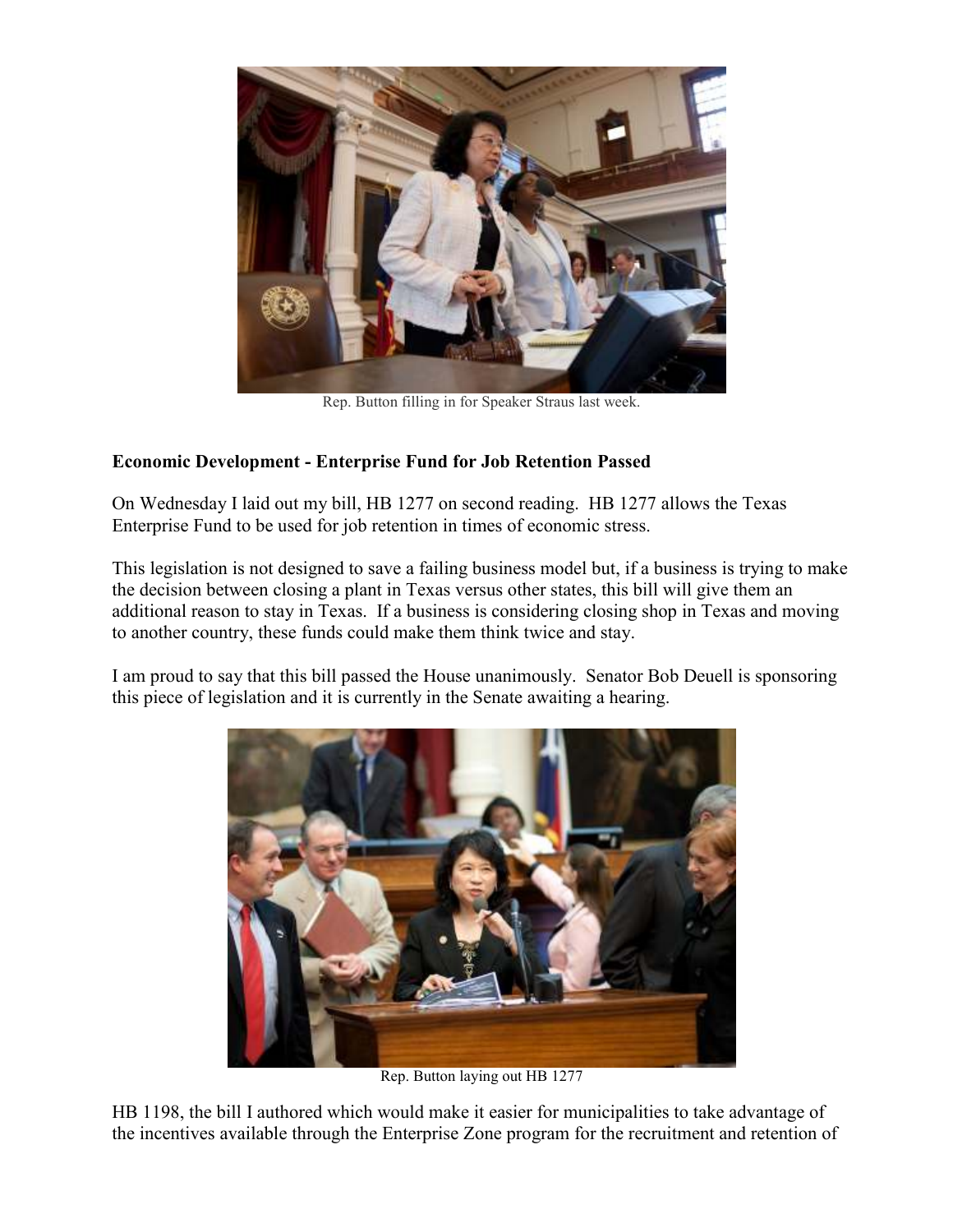Rep. Button filling in for Speaker Straus last week.

**Economic Development - Enterprise Fund for Job Retention Passed**

On Wednesday I laid out my bill, HB 1277 on second reading. HB 1277 allows the Texas Enterprise Fund to be used for job retention in times of economic stress.

This legislation is not designed to save a failing business model but, if a business is trying to make the decision between closing a plant in Texas versus other states, this bill will give them an additional reason to stay in Texas. If a business is considering closing shop in Texas and moving to another country, these funds could make them think twice and stay.

I am proud to say that this bill passed the House unanimously. Senator Bob Deuell is sponsoring this piece of legislation and it is currently in the Senate awaiting a hearing.

Rep. Button laying out HB 1277

HB 1198, the bill I authored which would make it easier for municipalities to take advantage of the incentives available through the Enterprise Zone program for the recruitment and retention of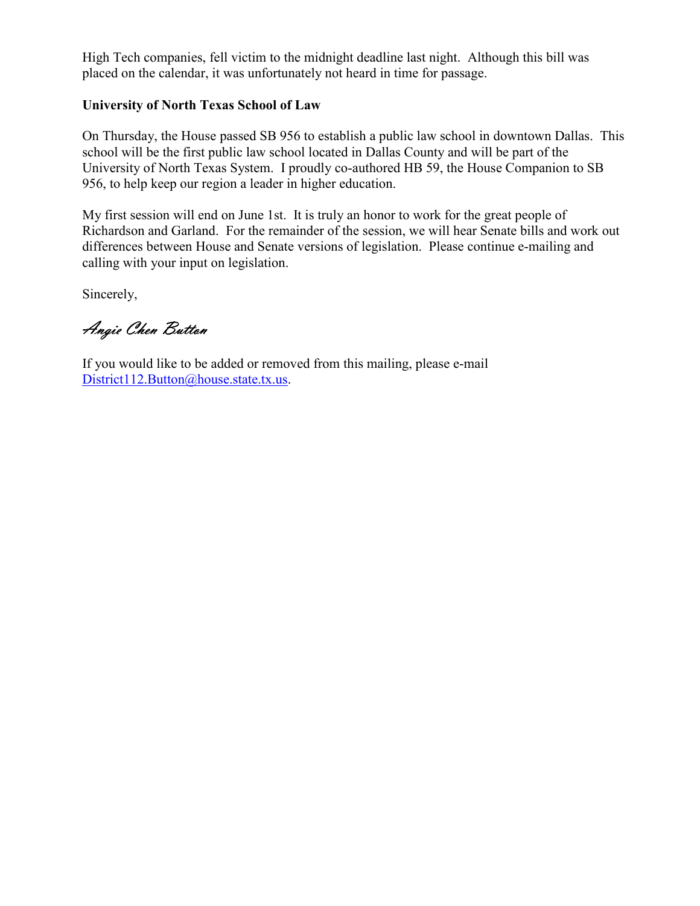High Tech companies, fell victim to the midnight deadline last night. Although this bill was placed on the calendar, it was unfortunately not heard in time for passage.

**University of North Texas School of Law**

On Thursday, the House passed SB 956 to establish a public law school in downtown Dallas. This school will be the first public law school located in Dallas County and will be part of the University of North Texas System. I proudly co-authored HB 59, the House Companion to SB 956, to help keep our region a leader in higher education.

My first session will end on June 1st. It is truly an honor to work for the great people of Richardson and Garland. For the remainder of the session, we will hear Senate bills and work out differences between House and Senate versions of legislation. Please continue e-mailing and calling with your input on legislation.

Sincerely,

*Angie Chen Button*

If you would like to be added or removed from this mailing, please e-mail District112.Button@house.state.tx.us.